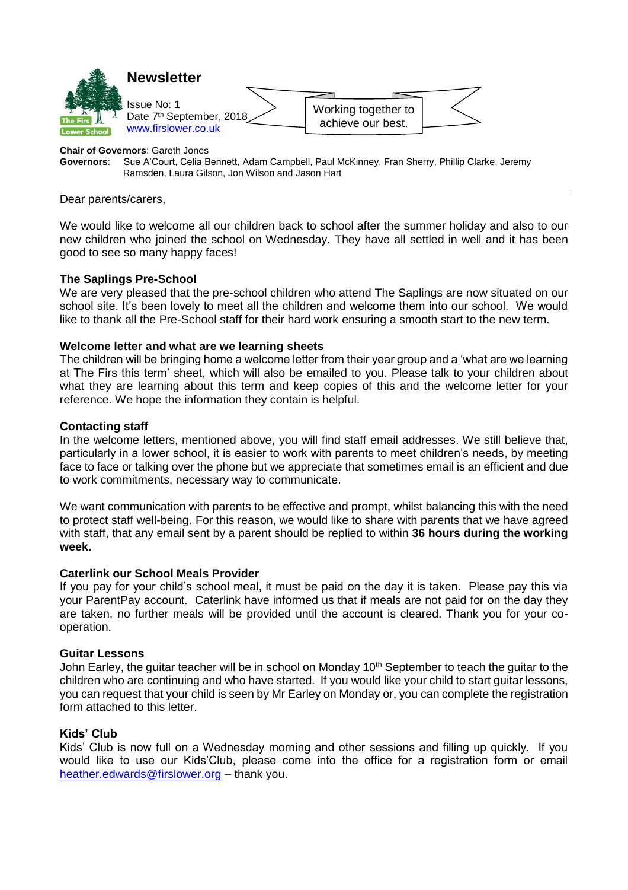# Newsletter

Issue No: 1
Date 7th September, 2018
www.firslower.co.uk

Working together to achieve our best.

**Chair of Governors**: Gareth Jones
**Governors**: Sue A'Court, Celia Bennett, Adam Campbell, Paul McKinney, Fran Sherry, Phillip Clarke, Jeremy Ramsden, Laura Gilson, Jon Wilson and Jason Hart

---

Dear parents/carers,

We would like to welcome all our children back to school after the summer holiday and also to our new children who joined the school on Wednesday. They have all settled in well and it has been good to see so many happy faces!

**The Saplings Pre-School**
We are very pleased that the pre-school children who attend The Saplings are now situated on our school site. It's been lovely to meet all the children and welcome them into our school. We would like to thank all the Pre-School staff for their hard work ensuring a smooth start to the new term.

**Welcome letter and what are we learning sheets**
The children will be bringing home a welcome letter from their year group and a 'what are we learning at The Firs this term' sheet, which will also be emailed to you. Please talk to your children about what they are learning about this term and keep copies of this and the welcome letter for your reference. We hope the information they contain is helpful.

**Contacting staff**
In the welcome letters, mentioned above, you will find staff email addresses. We still believe that, particularly in a lower school, it is easier to work with parents to meet children's needs, by meeting face to face or talking over the phone but we appreciate that sometimes email is an efficient and due to work commitments, necessary way to communicate.

We want communication with parents to be effective and prompt, whilst balancing this with the need to protect staff well-being. For this reason, we would like to share with parents that we have agreed with staff, that any email sent by a parent should be replied to within **36 hours during the working week.**

**Caterlink our School Meals Provider**
If you pay for your child's school meal, it must be paid on the day it is taken. Please pay this via your ParentPay account. Caterlink have informed us that if meals are not paid for on the day they are taken, no further meals will be provided until the account is cleared. Thank you for your co-operation.

**Guitar Lessons**
John Earley, the guitar teacher will be in school on Monday 10th September to teach the guitar to the children who are continuing and who have started. If you would like your child to start guitar lessons, you can request that your child is seen by Mr Earley on Monday or, you can complete the registration form attached to this letter.

**Kids' Club**
Kids' Club is now full on a Wednesday morning and other sessions and filling up quickly. If you would like to use our Kids'Club, please come into the office for a registration form or email heather.edwards@firslower.org – thank you.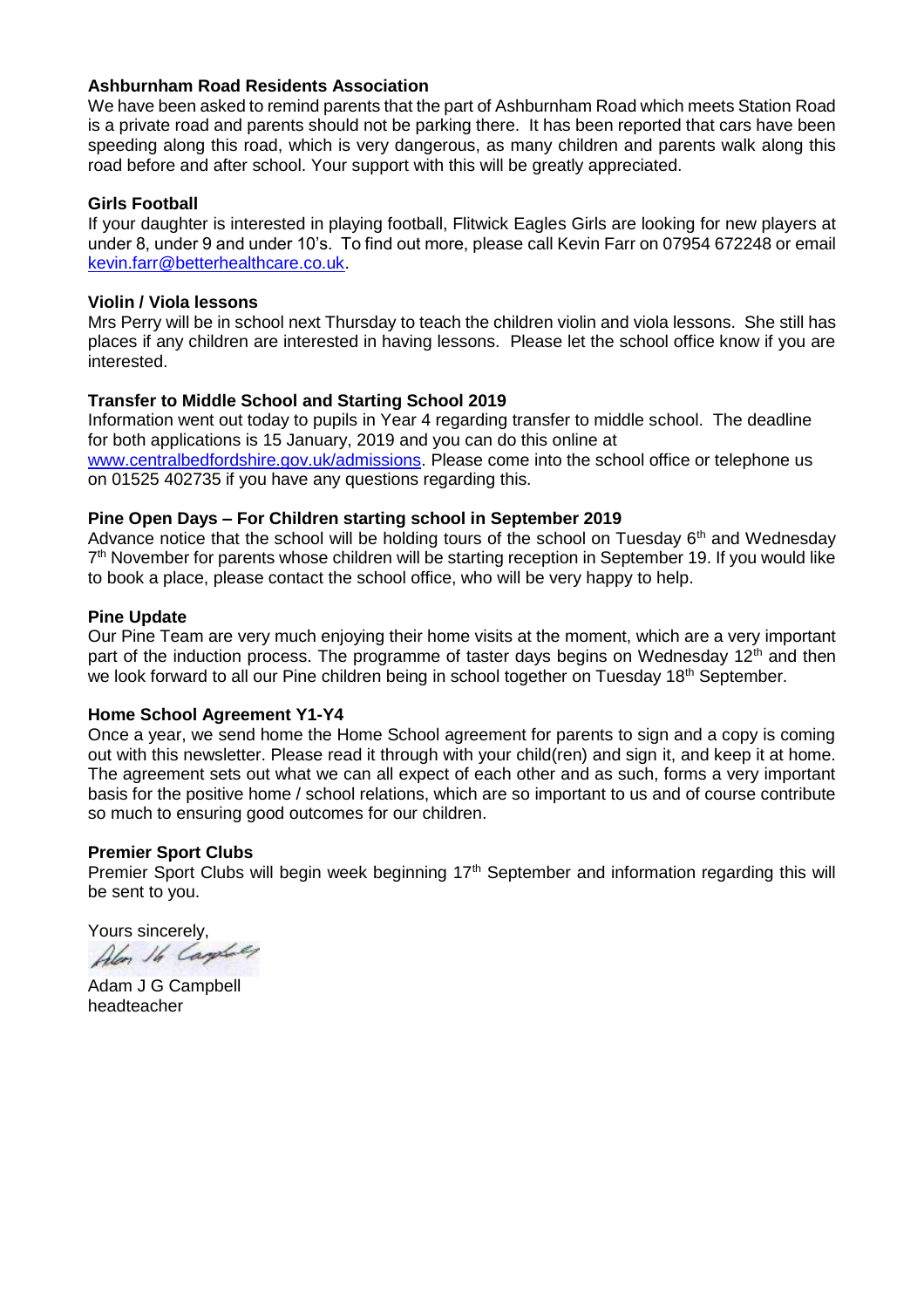**Ashburnham Road Residents Association**

We have been asked to remind parents that the part of Ashburnham Road which meets Station Road is a private road and parents should not be parking there. It has been reported that cars have been speeding along this road, which is very dangerous, as many children and parents walk along this road before and after school. Your support with this will be greatly appreciated.

**Girls Football**

If your daughter is interested in playing football, Flitwick Eagles Girls are looking for new players at under 8, under 9 and under 10's. To find out more, please call Kevin Farr on 07954 672248 or email kevin.farr@betterhealthcare.co.uk.

**Violin / Viola lessons**

Mrs Perry will be in school next Thursday to teach the children violin and viola lessons. She still has places if any children are interested in having lessons. Please let the school office know if you are interested.

**Transfer to Middle School and Starting School 2019**

Information went out today to pupils in Year 4 regarding transfer to middle school. The deadline for both applications is 15 January, 2019 and you can do this online at www.centralbedfordshire.gov.uk/admissions. Please come into the school office or telephone us on 01525 402735 if you have any questions regarding this.

**Pine Open Days – For Children starting school in September 2019**

Advance notice that the school will be holding tours of the school on Tuesday 6th and Wednesday 7th November for parents whose children will be starting reception in September 19. If you would like to book a place, please contact the school office, who will be very happy to help.

**Pine Update**

Our Pine Team are very much enjoying their home visits at the moment, which are a very important part of the induction process. The programme of taster days begins on Wednesday 12th and then we look forward to all our Pine children being in school together on Tuesday 18th September.

**Home School Agreement Y1-Y4**

Once a year, we send home the Home School agreement for parents to sign and a copy is coming out with this newsletter. Please read it through with your child(ren) and sign it, and keep it at home. The agreement sets out what we can all expect of each other and as such, forms a very important basis for the positive home / school relations, which are so important to us and of course contribute so much to ensuring good outcomes for our children.

**Premier Sport Clubs**

Premier Sport Clubs will begin week beginning 17th September and information regarding this will be sent to you.

Yours sincerely,

Adam J G Campbell
headteacher